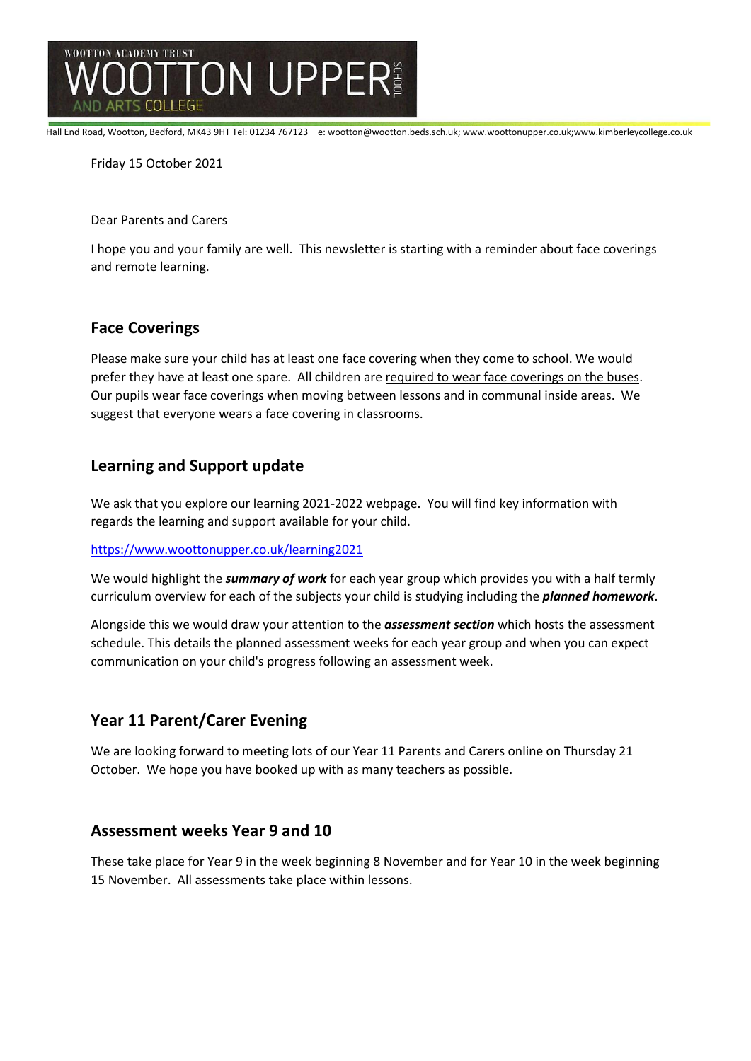WOOTTON ACADEMY TRUST

# WOOTTON UPPER SCHOOL AND ARTS COLLEGE

Hall End Road, Wootton, Bedford, MK43 9HT Tel: 01234 767123 e: wootton@wootton.beds.sch.uk; www.woottonupper.co.uk;www.kimberleycollege.co.uk

Friday 15 October 2021

Dear Parents and Carers

I hope you and your family are well. This newsletter is starting with a reminder about face coverings and remote learning.

## Face Coverings

Please make sure your child has at least one face covering when they come to school. We would prefer they have at least one spare. All children are required to wear face coverings on the buses. Our pupils wear face coverings when moving between lessons and in communal inside areas. We suggest that everyone wears a face covering in classrooms.

## Learning and Support update

We ask that you explore our learning 2021-2022 webpage. You will find key information with regards the learning and support available for your child.

https://www.woottonupper.co.uk/learning2021

We would highlight the ***summary of work*** for each year group which provides you with a half termly curriculum overview for each of the subjects your child is studying including the ***planned homework***.

Alongside this we would draw your attention to the ***assessment section*** which hosts the assessment schedule. This details the planned assessment weeks for each year group and when you can expect communication on your child's progress following an assessment week.

## Year 11 Parent/Carer Evening

We are looking forward to meeting lots of our Year 11 Parents and Carers online on Thursday 21 October. We hope you have booked up with as many teachers as possible.

## Assessment weeks Year 9 and 10

These take place for Year 9 in the week beginning 8 November and for Year 10 in the week beginning 15 November. All assessments take place within lessons.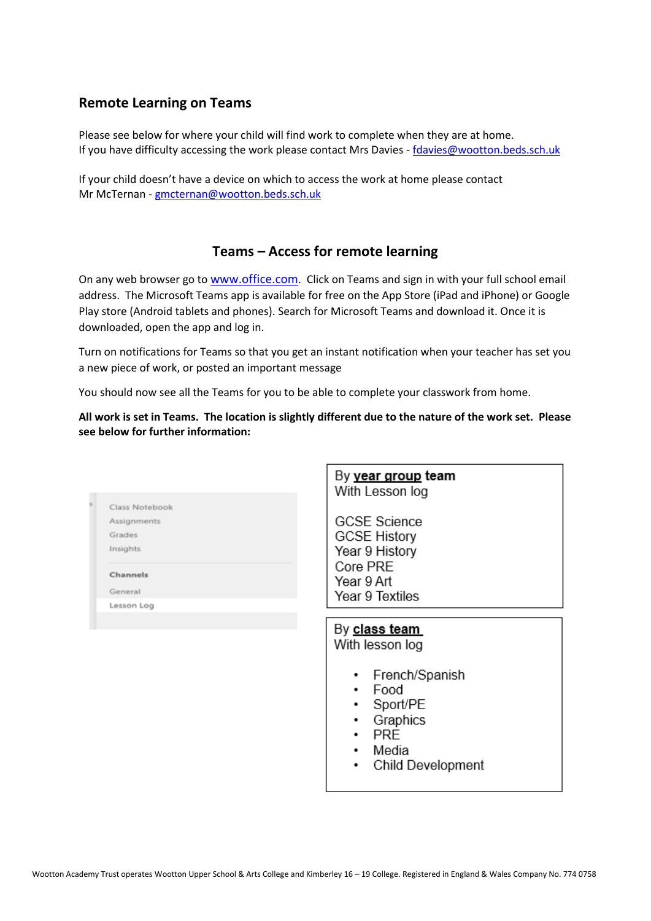## Remote Learning on Teams

Please see below for where your child will find work to complete when they are at home.
If you have difficulty accessing the work please contact Mrs Davies - fdavies@wootton.beds.sch.uk

If your child doesn't have a device on which to access the work at home please contact
Mr McTernan - gmcternan@wootton.beds.sch.uk

## Teams – Access for remote learning

On any web browser go to www.office.com. Click on Teams and sign in with your full school email address. The Microsoft Teams app is available for free on the App Store (iPad and iPhone) or Google Play store (Android tablets and phones). Search for Microsoft Teams and download it. Once it is downloaded, open the app and log in.

Turn on notifications for Teams so that you get an instant notification when your teacher has set you a new piece of work, or posted an important message

You should now see all the Teams for you to be able to complete your classwork from home.

**All work is set in Teams. The location is slightly different due to the nature of the work set. Please see below for further information:**

Class Notebook
Assignments
Grades
Insights

**Channels**
General
Lesson Log

By **year group team**
With Lesson log

GCSE Science
GCSE History
Year 9 History
Core PRE
Year 9 Art
Year 9 Textiles

By **class team**
With lesson log

- French/Spanish
- Food
- Sport/PE
- Graphics
- PRE
- Media
- Child Development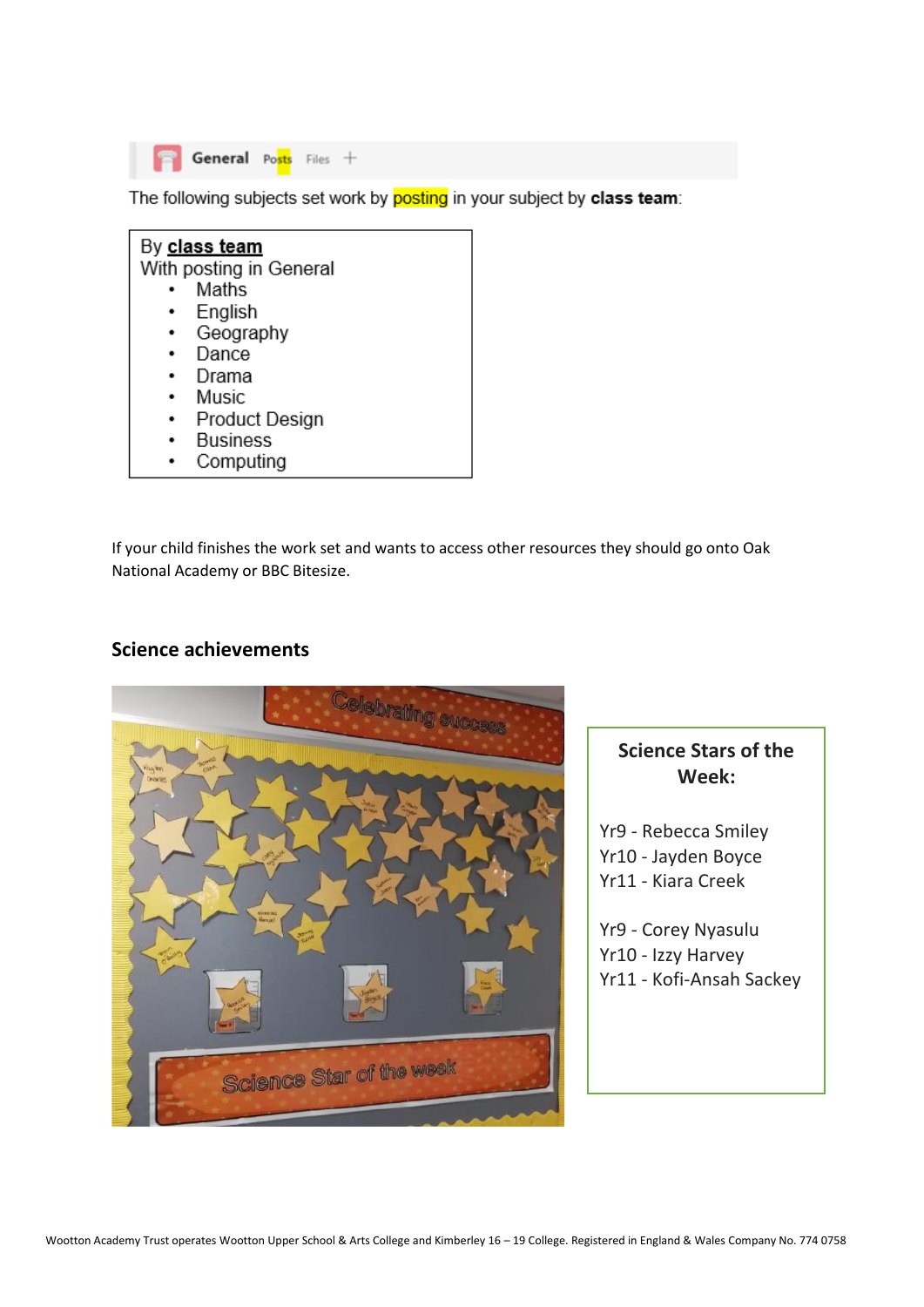General Posts Files +

The following subjects set work by posting in your subject by **class team**:

By **class team**
With posting in General

- Maths
- English
- Geography
- Dance
- Drama
- Music
- Product Design
- Business
- Computing

If your child finishes the work set and wants to access other resources they should go onto Oak National Academy or BBC Bitesize.

## Science achievements

**Science Stars of the Week:**

Yr9 - Rebecca Smiley
Yr10 - Jayden Boyce
Yr11 - Kiara Creek

Yr9 - Corey Nyasulu
Yr10 - Izzy Harvey
Yr11 - Kofi-Ansah Sackey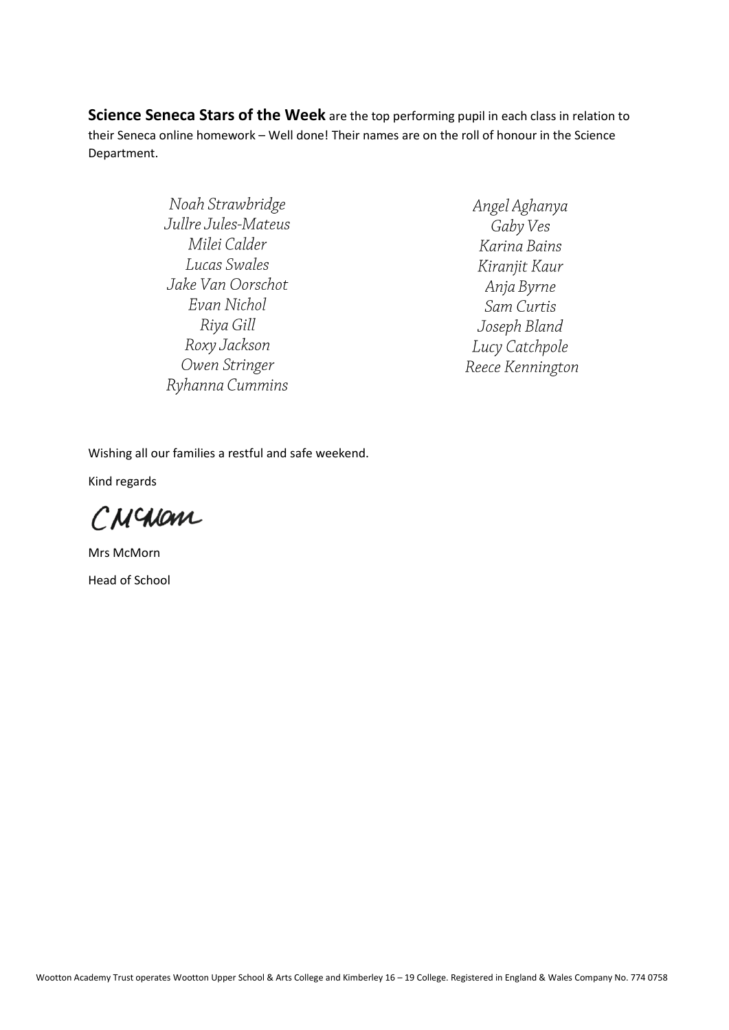**Science Seneca Stars of the Week** are the top performing pupil in each class in relation to their Seneca online homework – Well done! Their names are on the roll of honour in the Science Department.

*Noah Strawbridge*
*Jullre Jules-Mateus*
*Milei Calder*
*Lucas Swales*
*Jake Van Oorschot*
*Evan Nichol*
*Riya Gill*
*Roxy Jackson*
*Owen Stringer*
*Ryhanna Cummins*

*Angel Aghanya*
*Gaby Ves*
*Karina Bains*
*Kiranjit Kaur*
*Anja Byrne*
*Sam Curtis*
*Joseph Bland*
*Lucy Catchpole*
*Reece Kennington*

Wishing all our families a restful and safe weekend.

Kind regards

CMcMorn

Mrs McMorn

Head of School

Wootton Academy Trust operates Wootton Upper School & Arts College and Kimberley 16 – 19 College. Registered in England & Wales Company No. 774 0758